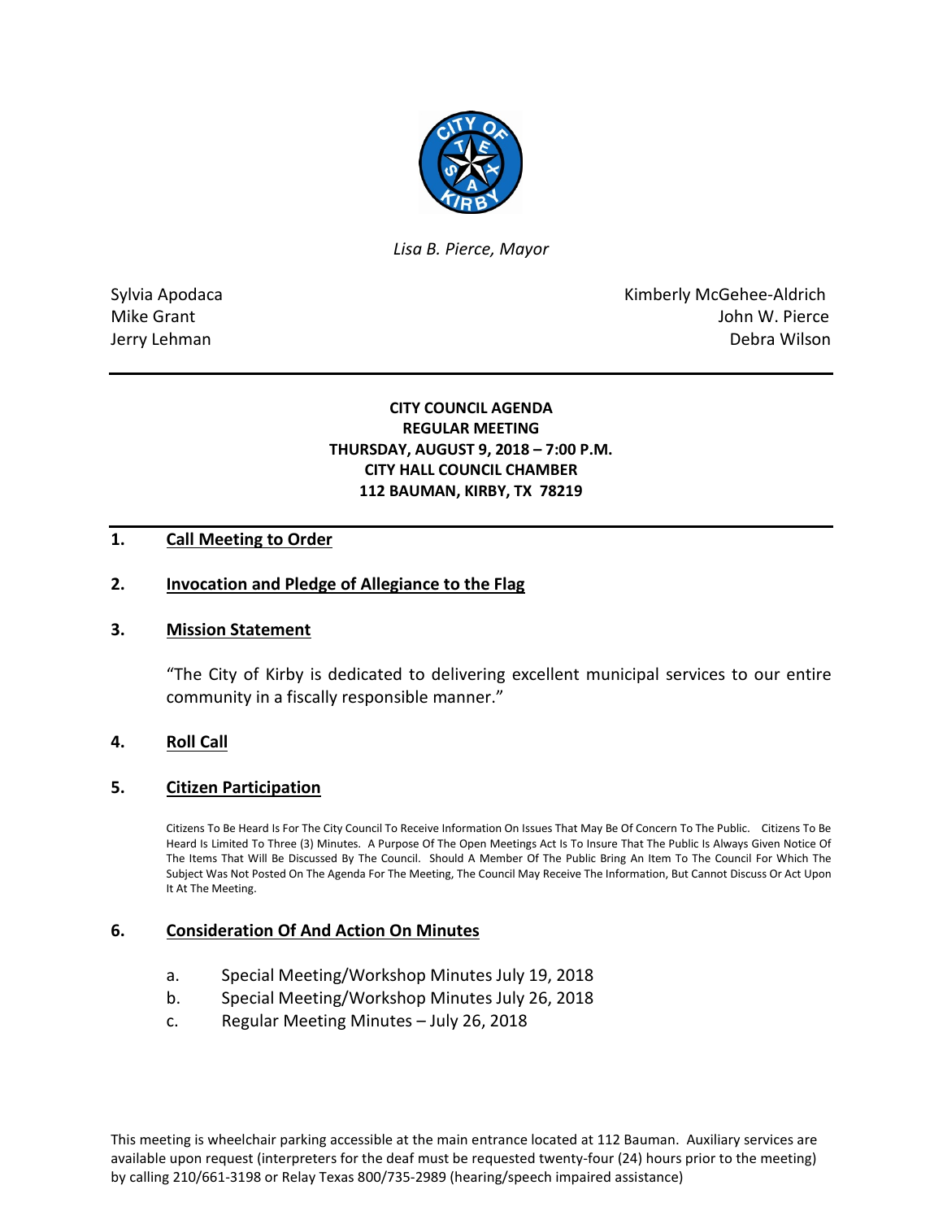*Lisa B. Pierce, Mayor*

Sylvia Apodaca
Mike Grant
Jerry Lehman

Kimberly McGehee-Aldrich
John W. Pierce
Debra Wilson

**CITY COUNCIL AGENDA**
**REGULAR MEETING**
**THURSDAY, AUGUST 9, 2018 – 7:00 P.M.**
**CITY HALL COUNCIL CHAMBER**
**112 BAUMAN, KIRBY, TX 78219**

## 1. Call Meeting to Order

## 2. Invocation and Pledge of Allegiance to the Flag

## 3. Mission Statement

"The City of Kirby is dedicated to delivering excellent municipal services to our entire community in a fiscally responsible manner."

## 4. Roll Call

## 5. Citizen Participation

Citizens To Be Heard Is For The City Council To Receive Information On Issues That May Be Of Concern To The Public. Citizens To Be Heard Is Limited To Three (3) Minutes. A Purpose Of The Open Meetings Act Is To Insure That The Public Is Always Given Notice Of The Items That Will Be Discussed By The Council. Should A Member Of The Public Bring An Item To The Council For Which The Subject Was Not Posted On The Agenda For The Meeting, The Council May Receive The Information, But Cannot Discuss Or Act Upon It At The Meeting.

## 6. Consideration Of And Action On Minutes

a. Special Meeting/Workshop Minutes July 19, 2018
b. Special Meeting/Workshop Minutes July 26, 2018
c. Regular Meeting Minutes – July 26, 2018

This meeting is wheelchair parking accessible at the main entrance located at 112 Bauman. Auxiliary services are available upon request (interpreters for the deaf must be requested twenty-four (24) hours prior to the meeting) by calling 210/661-3198 or Relay Texas 800/735-2989 (hearing/speech impaired assistance)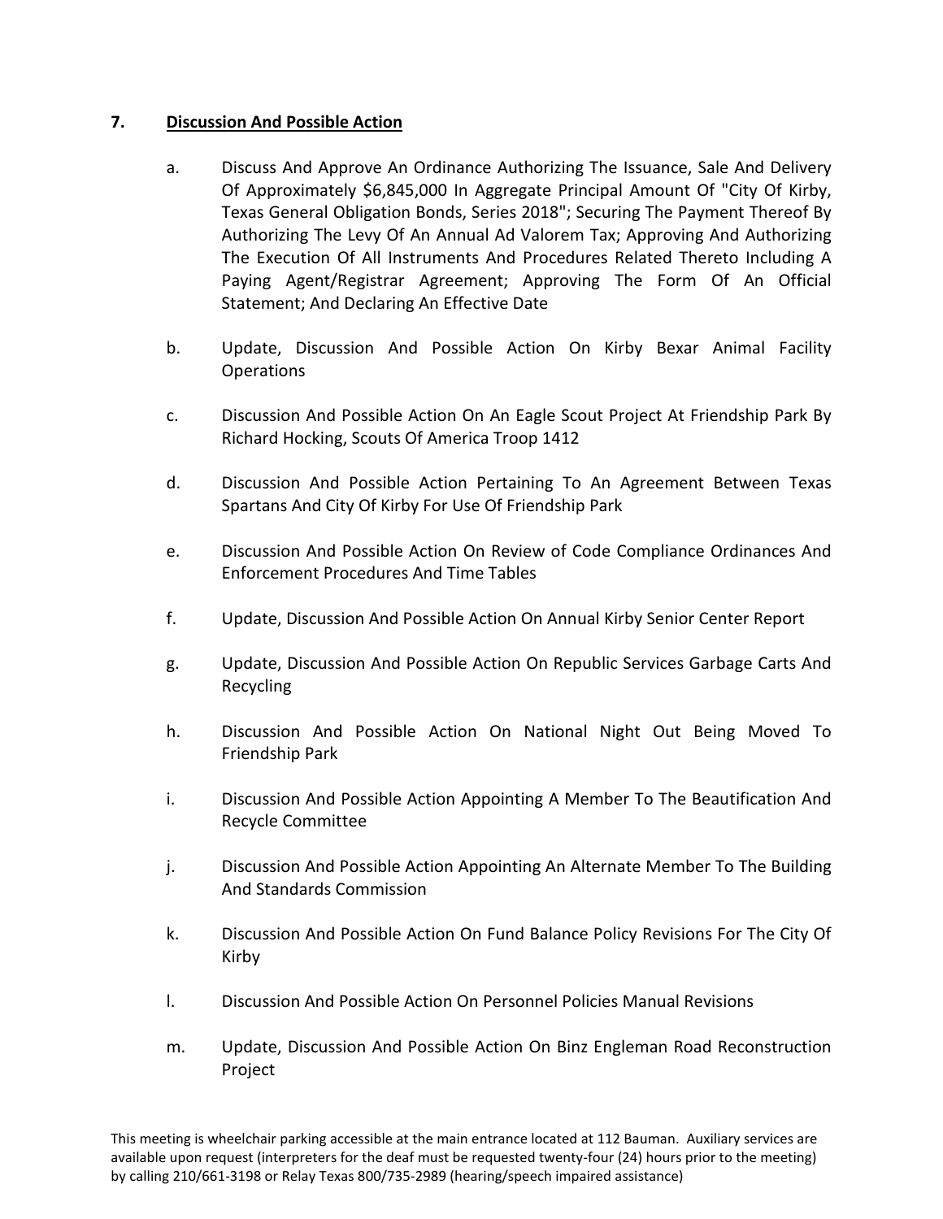## 7. Discussion And Possible Action

a. Discuss And Approve An Ordinance Authorizing The Issuance, Sale And Delivery Of Approximately $6,845,000 In Aggregate Principal Amount Of "City Of Kirby, Texas General Obligation Bonds, Series 2018"; Securing The Payment Thereof By Authorizing The Levy Of An Annual Ad Valorem Tax; Approving And Authorizing The Execution Of All Instruments And Procedures Related Thereto Including A Paying Agent/Registrar Agreement; Approving The Form Of An Official Statement; And Declaring An Effective Date

b. Update, Discussion And Possible Action On Kirby Bexar Animal Facility Operations

c. Discussion And Possible Action On An Eagle Scout Project At Friendship Park By Richard Hocking, Scouts Of America Troop 1412

d. Discussion And Possible Action Pertaining To An Agreement Between Texas Spartans And City Of Kirby For Use Of Friendship Park

e. Discussion And Possible Action On Review of Code Compliance Ordinances And Enforcement Procedures And Time Tables

f. Update, Discussion And Possible Action On Annual Kirby Senior Center Report

g. Update, Discussion And Possible Action On Republic Services Garbage Carts And Recycling

h. Discussion And Possible Action On National Night Out Being Moved To Friendship Park

i. Discussion And Possible Action Appointing A Member To The Beautification And Recycle Committee

j. Discussion And Possible Action Appointing An Alternate Member To The Building And Standards Commission

k. Discussion And Possible Action On Fund Balance Policy Revisions For The City Of Kirby

l. Discussion And Possible Action On Personnel Policies Manual Revisions

m. Update, Discussion And Possible Action On Binz Engleman Road Reconstruction Project

This meeting is wheelchair parking accessible at the main entrance located at 112 Bauman. Auxiliary services are available upon request (interpreters for the deaf must be requested twenty-four (24) hours prior to the meeting) by calling 210/661-3198 or Relay Texas 800/735-2989 (hearing/speech impaired assistance)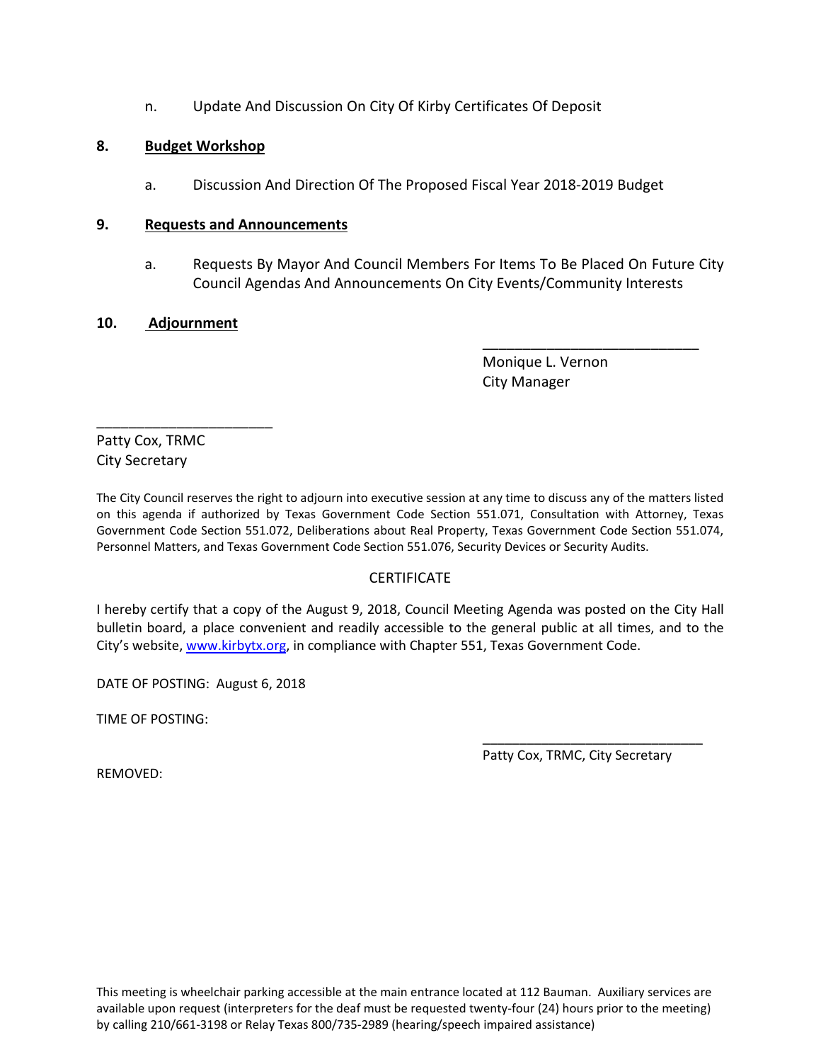n. Update And Discussion On City Of Kirby Certificates Of Deposit

**8. Budget Workshop**

a. Discussion And Direction Of The Proposed Fiscal Year 2018-2019 Budget

**9. Requests and Announcements**

a. Requests By Mayor And Council Members For Items To Be Placed On Future City Council Agendas And Announcements On City Events/Community Interests

**10. Adjournment**

\_\_\_\_\_\_\_\_\_\_\_\_\_\_\_\_\_\_\_\_\_\_\_\_\_\_\_\_

Monique L. Vernon
City Manager

\_\_\_\_\_\_\_\_\_\_\_\_\_\_\_\_\_\_\_\_\_\_\_

Patty Cox, TRMC
City Secretary

The City Council reserves the right to adjourn into executive session at any time to discuss any of the matters listed on this agenda if authorized by Texas Government Code Section 551.071, Consultation with Attorney, Texas Government Code Section 551.072, Deliberations about Real Property, Texas Government Code Section 551.074, Personnel Matters, and Texas Government Code Section 551.076, Security Devices or Security Audits.

CERTIFICATE

I hereby certify that a copy of the August 9, 2018, Council Meeting Agenda was posted on the City Hall bulletin board, a place convenient and readily accessible to the general public at all times, and to the City's website, www.kirbytx.org, in compliance with Chapter 551, Texas Government Code.

DATE OF POSTING: August 6, 2018

TIME OF POSTING:

\_\_\_\_\_\_\_\_\_\_\_\_\_\_\_\_\_\_\_\_\_\_\_\_\_\_\_\_\_

Patty Cox, TRMC, City Secretary

REMOVED:

This meeting is wheelchair parking accessible at the main entrance located at 112 Bauman. Auxiliary services are available upon request (interpreters for the deaf must be requested twenty-four (24) hours prior to the meeting) by calling 210/661-3198 or Relay Texas 800/735-2989 (hearing/speech impaired assistance)